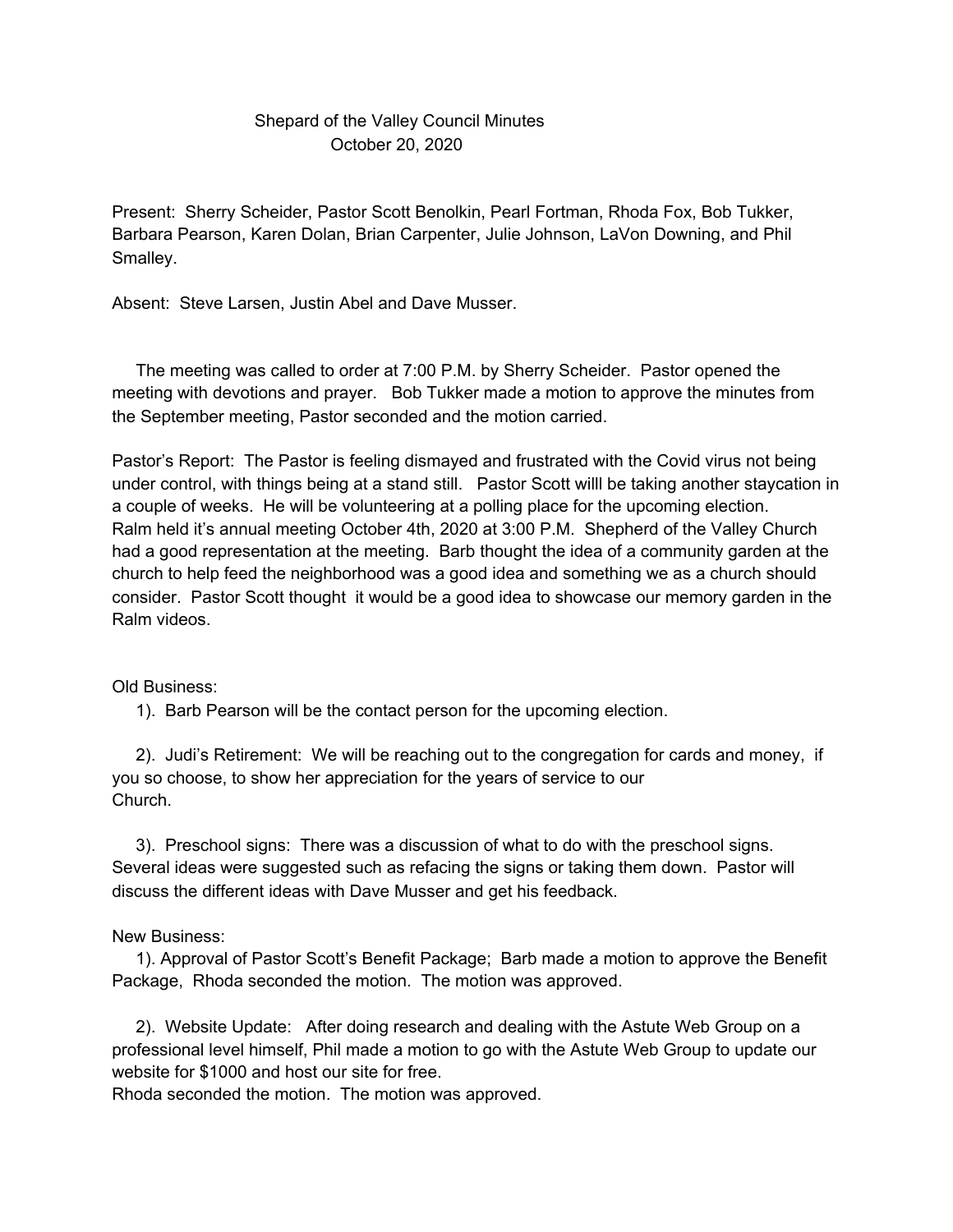# Shepard of the Valley Council Minutes

October 20, 2020

Present: Sherry Scheider, Pastor Scott Benolkin, Pearl Fortman, Rhoda Fox, Bob Tukker, Barbara Pearson, Karen Dolan, Brian Carpenter, Julie Johnson, LaVon Downing, and Phil Smalley.

Absent: Steve Larsen, Justin Abel and Dave Musser.

The meeting was called to order at 7:00 P.M. by Sherry Scheider. Pastor opened the meeting with devotions and prayer. Bob Tukker made a motion to approve the minutes from the September meeting, Pastor seconded and the motion carried.

Pastor's Report: The Pastor is feeling dismayed and frustrated with the Covid virus not being under control, with things being at a stand still. Pastor Scott willl be taking another staycation in a couple of weeks. He will be volunteering at a polling place for the upcoming election. Ralm held it's annual meeting October 4th, 2020 at 3:00 P.M. Shepherd of the Valley Church had a good representation at the meeting. Barb thought the idea of a community garden at the church to help feed the neighborhood was a good idea and something we as a church should consider. Pastor Scott thought it would be a good idea to showcase our memory garden in the Ralm videos.

Old Business:

1). Barb Pearson will be the contact person for the upcoming election.

2). Judi's Retirement: We will be reaching out to the congregation for cards and money, if you so choose, to show her appreciation for the years of service to our Church.

3). Preschool signs: There was a discussion of what to do with the preschool signs. Several ideas were suggested such as refacing the signs or taking them down. Pastor will discuss the different ideas with Dave Musser and get his feedback.

New Business:

1). Approval of Pastor Scott's Benefit Package; Barb made a motion to approve the Benefit Package, Rhoda seconded the motion. The motion was approved.

2). Website Update: After doing research and dealing with the Astute Web Group on a professional level himself, Phil made a motion to go with the Astute Web Group to update our website for $1000 and host our site for free.
Rhoda seconded the motion. The motion was approved.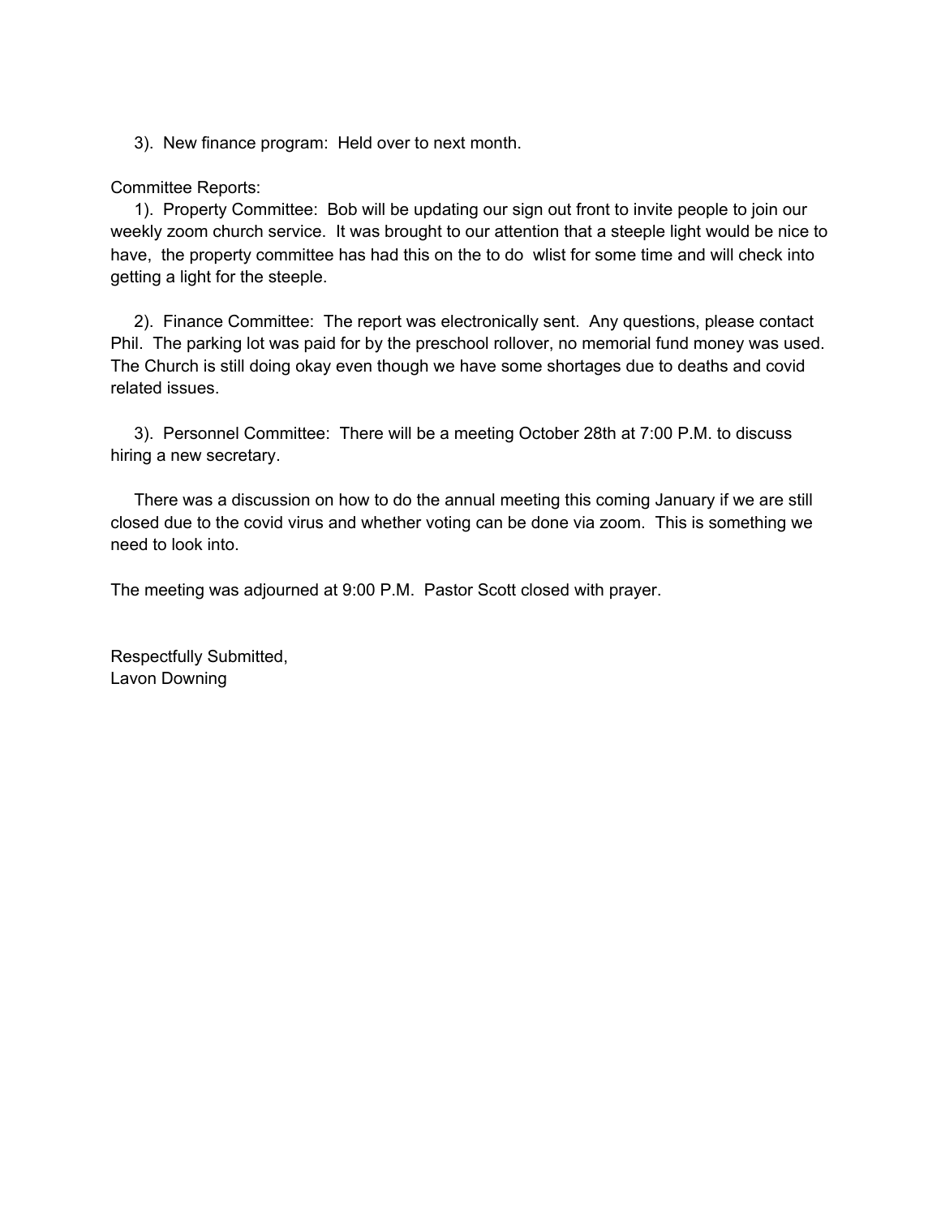3). New finance program: Held over to next month.

Committee Reports:

1). Property Committee: Bob will be updating our sign out front to invite people to join our weekly zoom church service. It was brought to our attention that a steeple light would be nice to have, the property committee has had this on the to do wlist for some time and will check into getting a light for the steeple.

2). Finance Committee: The report was electronically sent. Any questions, please contact Phil. The parking lot was paid for by the preschool rollover, no memorial fund money was used. The Church is still doing okay even though we have some shortages due to deaths and covid related issues.

3). Personnel Committee: There will be a meeting October 28th at 7:00 P.M. to discuss hiring a new secretary.

There was a discussion on how to do the annual meeting this coming January if we are still closed due to the covid virus and whether voting can be done via zoom. This is something we need to look into.

The meeting was adjourned at 9:00 P.M. Pastor Scott closed with prayer.

Respectfully Submitted,
Lavon Downing